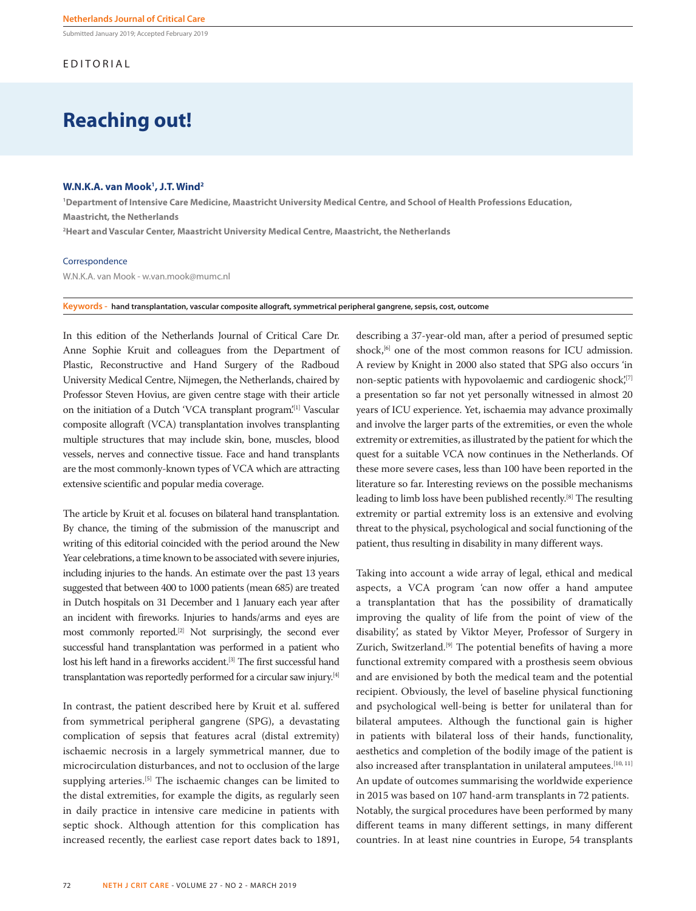Submitted January 2019; Accepted February 2019

EDITORIAL

# Reaching out!

**W.N.K.A. van Mook[1], J.T. Wind[2]**

[1]Department of Intensive Care Medicine, Maastricht University Medical Centre, and School of Health Professions Education, Maastricht, the Netherlands

[2]Heart and Vascular Center, Maastricht University Medical Centre, Maastricht, the Netherlands

Correspondence

W.N.K.A. van Mook - w.van.mook@mumc.nl

**Keywords - hand transplantation, vascular composite allograft, symmetrical peripheral gangrene, sepsis, cost, outcome**

In this edition of the Netherlands Journal of Critical Care Dr. Anne Sophie Kruit and colleagues from the Department of Plastic, Reconstructive and Hand Surgery of the Radboud University Medical Centre, Nijmegen, the Netherlands, chaired by Professor Steven Hovius, are given centre stage with their article on the initiation of a Dutch 'VCA transplant program'.[1] Vascular composite allograft (VCA) transplantation involves transplanting multiple structures that may include skin, bone, muscles, blood vessels, nerves and connective tissue. Face and hand transplants are the most commonly-known types of VCA which are attracting extensive scientific and popular media coverage.

The article by Kruit et al. focuses on bilateral hand transplantation. By chance, the timing of the submission of the manuscript and writing of this editorial coincided with the period around the New Year celebrations, a time known to be associated with severe injuries, including injuries to the hands. An estimate over the past 13 years suggested that between 400 to 1000 patients (mean 685) are treated in Dutch hospitals on 31 December and 1 January each year after an incident with fireworks. Injuries to hands/arms and eyes are most commonly reported.[2] Not surprisingly, the second ever successful hand transplantation was performed in a patient who lost his left hand in a fireworks accident.[3] The first successful hand transplantation was reportedly performed for a circular saw injury.[4]

In contrast, the patient described here by Kruit et al. suffered from symmetrical peripheral gangrene (SPG), a devastating complication of sepsis that features acral (distal extremity) ischaemic necrosis in a largely symmetrical manner, due to microcirculation disturbances, and not to occlusion of the large supplying arteries.[5] The ischaemic changes can be limited to the distal extremities, for example the digits, as regularly seen in daily practice in intensive care medicine in patients with septic shock. Although attention for this complication has increased recently, the earliest case report dates back to 1891, describing a 37-year-old man, after a period of presumed septic shock,[6] one of the most common reasons for ICU admission. A review by Knight in 2000 also stated that SPG also occurs 'in non-septic patients with hypovolaemic and cardiogenic shock',[7] a presentation so far not yet personally witnessed in almost 20 years of ICU experience. Yet, ischaemia may advance proximally and involve the larger parts of the extremities, or even the whole extremity or extremities, as illustrated by the patient for which the quest for a suitable VCA now continues in the Netherlands. Of these more severe cases, less than 100 have been reported in the literature so far. Interesting reviews on the possible mechanisms leading to limb loss have been published recently.[8] The resulting extremity or partial extremity loss is an extensive and evolving threat to the physical, psychological and social functioning of the patient, thus resulting in disability in many different ways.

Taking into account a wide array of legal, ethical and medical aspects, a VCA program 'can now offer a hand amputee a transplantation that has the possibility of dramatically improving the quality of life from the point of view of the disability', as stated by Viktor Meyer, Professor of Surgery in Zurich, Switzerland.[9] The potential benefits of having a more functional extremity compared with a prosthesis seem obvious and are envisioned by both the medical team and the potential recipient. Obviously, the level of baseline physical functioning and psychological well-being is better for unilateral than for bilateral amputees. Although the functional gain is higher in patients with bilateral loss of their hands, functionality, aesthetics and completion of the bodily image of the patient is also increased after transplantation in unilateral amputees.[10, 11] An update of outcomes summarising the worldwide experience in 2015 was based on 107 hand-arm transplants in 72 patients. Notably, the surgical procedures have been performed by many different teams in many different settings, in many different countries. In at least nine countries in Europe, 54 transplants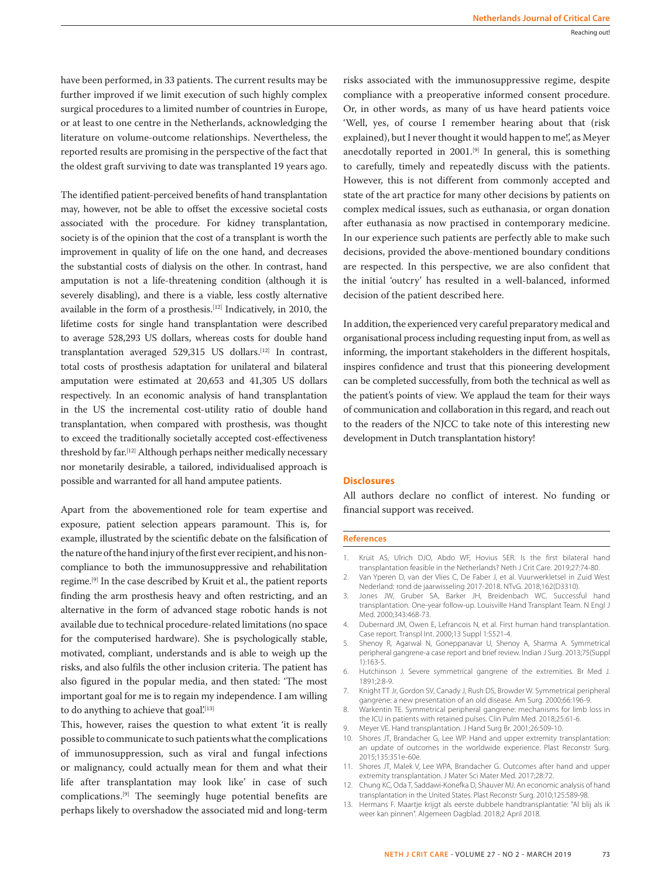have been performed, in 33 patients. The current results may be further improved if we limit execution of such highly complex surgical procedures to a limited number of countries in Europe, or at least to one centre in the Netherlands, acknowledging the literature on volume-outcome relationships. Nevertheless, the reported results are promising in the perspective of the fact that the oldest graft surviving to date was transplanted 19 years ago.

The identified patient-perceived benefits of hand transplantation may, however, not be able to offset the excessive societal costs associated with the procedure. For kidney transplantation, society is of the opinion that the cost of a transplant is worth the improvement in quality of life on the one hand, and decreases the substantial costs of dialysis on the other. In contrast, hand amputation is not a life-threatening condition (although it is severely disabling), and there is a viable, less costly alternative available in the form of a prosthesis.[12] Indicatively, in 2010, the lifetime costs for single hand transplantation were described to average 528,293 US dollars, whereas costs for double hand transplantation averaged 529,315 US dollars.[12] In contrast, total costs of prosthesis adaptation for unilateral and bilateral amputation were estimated at 20,653 and 41,305 US dollars respectively. In an economic analysis of hand transplantation in the US the incremental cost-utility ratio of double hand transplantation, when compared with prosthesis, was thought to exceed the traditionally societally accepted cost-effectiveness threshold by far.[12] Although perhaps neither medically necessary nor monetarily desirable, a tailored, individualised approach is possible and warranted for all hand amputee patients.

Apart from the abovementioned role for team expertise and exposure, patient selection appears paramount. This is, for example, illustrated by the scientific debate on the falsification of the nature of the hand injury of the first ever recipient, and his non-compliance to both the immunosuppressive and rehabilitation regime.[9] In the case described by Kruit et al., the patient reports finding the arm prosthesis heavy and often restricting, and an alternative in the form of advanced stage robotic hands is not available due to technical procedure-related limitations (no space for the computerised hardware). She is psychologically stable, motivated, compliant, understands and is able to weigh up the risks, and also fulfils the other inclusion criteria. The patient has also figured in the popular media, and then stated: 'The most important goal for me is to regain my independence. I am willing to do anything to achieve that goal.'[13]

This, however, raises the question to what extent 'it is really possible to communicate to such patients what the complications of immunosuppression, such as viral and fungal infections or malignancy, could actually mean for them and what their life after transplantation may look like' in case of such complications.[9] The seemingly huge potential benefits are perhaps likely to overshadow the associated mid and long-term risks associated with the immunosuppressive regime, despite compliance with a preoperative informed consent procedure. Or, in other words, as many of us have heard patients voice 'Well, yes, of course I remember hearing about that (risk explained), but I never thought it would happen to me!', as Meyer anecdotally reported in 2001.[9] In general, this is something to carefully, timely and repeatedly discuss with the patients. However, this is not different from commonly accepted and state of the art practice for many other decisions by patients on complex medical issues, such as euthanasia, or organ donation after euthanasia as now practised in contemporary medicine. In our experience such patients are perfectly able to make such decisions, provided the above-mentioned boundary conditions are respected. In this perspective, we are also confident that the initial 'outcry' has resulted in a well-balanced, informed decision of the patient described here.

In addition, the experienced very careful preparatory medical and organisational process including requesting input from, as well as informing, the important stakeholders in the different hospitals, inspires confidence and trust that this pioneering development can be completed successfully, from both the technical as well as the patient's points of view. We applaud the team for their ways of communication and collaboration in this regard, and reach out to the readers of the NJCC to take note of this interesting new development in Dutch transplantation history!

## Disclosures

All authors declare no conflict of interest. No funding or financial support was received.

## References

1. Kruit AS, Ulrich DJO, Abdo WF, Hovius SER. Is the first bilateral hand transplantation feasible in the Netherlands? Neth J Crit Care. 2019;27:74-80.
2. Van Yperen D, van der Vlies C, De Faber J, et al. Vuurwerkletsel in Zuid West Nederland: rond de jaarwisseling 2017-2018. NTvG. 2018;162(D3310).
3. Jones JW, Gruber SA, Barker JH, Breidenbach WC. Successful hand transplantation. One-year follow-up. Louisville Hand Transplant Team. N Engl J Med. 2000;343:468-73.
4. Dubernard JM, Owen E, Lefrancois N, et al. First human hand transplantation. Case report. Transpl Int. 2000;13 Suppl 1:S521-4.
5. Shenoy R, Agarwal N, Goneppanavar U, Shenoy A, Sharma A. Symmetrical peripheral gangrene-a case report and brief review. Indian J Surg. 2013;75(Suppl 1):163-5.
6. Hutchinson J. Severe symmetrical gangrene of the extremities. Br Med J. 1891;2:8-9.
7. Knight TT Jr, Gordon SV, Canady J, Rush DS, Browder W. Symmetrical peripheral gangrene: a new presentation of an old disease. Am Surg. 2000;66:196-9.
8. Warkentin TE. Symmetrical peripheral gangrene: mechanisms for limb loss in the ICU in patients with retained pulses. Clin Pulm Med. 2018;25:61-6.
9. Meyer VE. Hand transplantation. J Hand Surg Br. 2001;26:509-10.
10. Shores JT, Brandacher G, Lee WP. Hand and upper extremity transplantation: an update of outcomes in the worldwide experience. Plast Reconstr Surg. 2015;135:351e-60e.
11. Shores JT, Malek V, Lee WPA, Brandacher G. Outcomes after hand and upper extremity transplantation. J Mater Sci Mater Med. 2017;28:72.
12. Chung KC, Oda T, Saddawi-Konefka D, Shauver MJ. An economic analysis of hand transplantation in the United States. Plast Reconstr Surg. 2010;125:589-98.
13. Hermans F. Maartje krijgt als eerste dubbele handtransplantatie: "Al blij als ik weer kan pinnen". Algemeen Dagblad. 2018;2 April 2018.